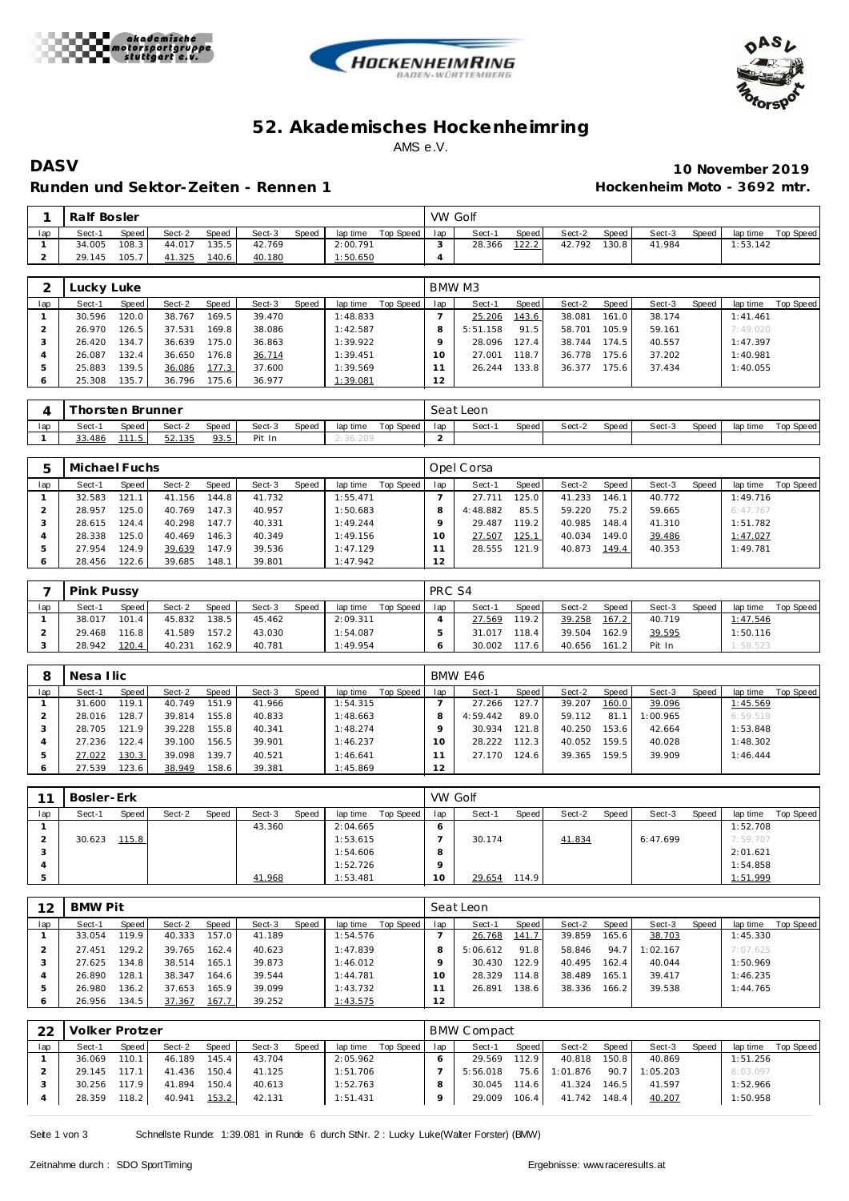# 52. Akademisches Hockenheimring

AMS e.V.

**DASV** — **10 November 2019**

**Runden und Sektor-Zeiten - Rennen 1** — **Hockenheim Moto - 3692 mtr.**

| 1 | Ralf Bosler | | | | | | | | VW Golf | | | | | | | | |
|---|---|---|---|---|---|---|---|---|---|---|---|---|---|---|---|---|---|
| lap | Sect-1 | Speed | Sect-2 | Speed | Sect-3 | Speed | lap time | Top Speed | lap | Sect-1 | Speed | Sect-2 | Speed | Sect-3 | Speed | lap time | Top Speed |
| 1 | 34.005 | 108.3 | 44.017 | 135.5 | 42.769 | | 2:00.791 | | 3 | 28.366 | 122.2 | 42.792 | 130.8 | 41.984 | | 1:53.142 | |
| 2 | 29.145 | 105.7 | 41.325 | 140.6 | 40.180 | | 1:50.650 | | 4 | | | | | | | | |

| 2 | Lucky Luke | | | | | | | | BMW M3 | | | | | | | | |
|---|---|---|---|---|---|---|---|---|---|---|---|---|---|---|---|---|---|
| lap | Sect-1 | Speed | Sect-2 | Speed | Sect-3 | Speed | lap time | Top Speed | lap | Sect-1 | Speed | Sect-2 | Speed | Sect-3 | Speed | lap time | Top Speed |
| 1 | 30.596 | 120.0 | 38.767 | 169.5 | 39.470 | | 1:48.833 | | 7 | 25.206 | 143.6 | 38.081 | 161.0 | 38.174 | | 1:41.461 | |
| 2 | 26.970 | 126.5 | 37.531 | 169.8 | 38.086 | | 1:42.587 | | 8 | 5:51.158 | 91.5 | 58.701 | 105.9 | 59.161 | | 7:49.020 | |
| 3 | 26.420 | 134.7 | 36.639 | 175.0 | 36.863 | | 1:39.922 | | 9 | 28.096 | 127.4 | 38.744 | 174.5 | 40.557 | | 1:47.397 | |
| 4 | 26.087 | 132.4 | 36.650 | 176.8 | 36.714 | | 1:39.451 | | 10 | 27.001 | 118.7 | 36.778 | 175.6 | 37.202 | | 1:40.981 | |
| 5 | 25.883 | 139.5 | 36.086 | 177.3 | 37.600 | | 1:39.569 | | 11 | 26.244 | 133.8 | 36.377 | 175.6 | 37.434 | | 1:40.055 | |
| 6 | 25.308 | 135.7 | 36.796 | 175.6 | 36.977 | | 1:39.081 | | 12 | | | | | | | | |

| 4 | Thorsten Brunner | | | | | | | | Seat Leon | | | | | | | | |
|---|---|---|---|---|---|---|---|---|---|---|---|---|---|---|---|---|---|
| lap | Sect-1 | Speed | Sect-2 | Speed | Sect-3 | Speed | lap time | Top Speed | lap | Sect-1 | Speed | Sect-2 | Speed | Sect-3 | Speed | lap time | Top Speed |
| 1 | 33.486 | 111.5 | 52.135 | 93.5 | Pit In | | 2:36.209 | | 2 | | | | | | | | |

| 5 | Michael Fuchs | | | | | | | | Opel Corsa | | | | | | | | |
|---|---|---|---|---|---|---|---|---|---|---|---|---|---|---|---|---|---|
| lap | Sect-1 | Speed | Sect-2 | Speed | Sect-3 | Speed | lap time | Top Speed | lap | Sect-1 | Speed | Sect-2 | Speed | Sect-3 | Speed | lap time | Top Speed |
| 1 | 32.583 | 121.1 | 41.156 | 144.8 | 41.732 | | 1:55.471 | | 7 | 27.711 | 125.0 | 41.233 | 146.1 | 40.772 | | 1:49.716 | |
| 2 | 28.957 | 125.0 | 40.769 | 147.3 | 40.957 | | 1:50.683 | | 8 | 4:48.882 | 85.5 | 59.220 | 75.2 | 59.665 | | 6:47.767 | |
| 3 | 28.615 | 124.4 | 40.298 | 147.7 | 40.331 | | 1:49.244 | | 9 | 29.487 | 119.2 | 40.985 | 148.4 | 41.310 | | 1:51.782 | |
| 4 | 28.338 | 125.0 | 40.469 | 146.3 | 40.349 | | 1:49.156 | | 10 | 27.507 | 125.1 | 40.034 | 149.0 | 39.486 | | 1:47.027 | |
| 5 | 27.954 | 124.9 | 39.639 | 147.9 | 39.536 | | 1:47.129 | | 11 | 28.555 | 121.9 | 40.873 | 149.4 | 40.353 | | 1:49.781 | |
| 6 | 28.456 | 122.6 | 39.685 | 148.1 | 39.801 | | 1:47.942 | | 12 | | | | | | | | |

| 7 | Pink Pussy | | | | | | | | PRC S4 | | | | | | | | |
|---|---|---|---|---|---|---|---|---|---|---|---|---|---|---|---|---|---|
| lap | Sect-1 | Speed | Sect-2 | Speed | Sect-3 | Speed | lap time | Top Speed | lap | Sect-1 | Speed | Sect-2 | Speed | Sect-3 | Speed | lap time | Top Speed |
| 1 | 38.017 | 101.4 | 45.832 | 138.5 | 45.462 | | 2:09.311 | | 4 | 27.569 | 119.2 | 39.258 | 167.2 | 40.719 | | 1:47.546 | |
| 2 | 29.468 | 116.8 | 41.589 | 157.2 | 43.030 | | 1:54.087 | | 5 | 31.017 | 118.4 | 39.504 | 162.9 | 39.595 | | 1:50.116 | |
| 3 | 28.942 | 120.4 | 40.231 | 162.9 | 40.781 | | 1:49.954 | | 6 | 30.002 | 117.6 | 40.656 | 161.2 | Pit In | | 1:58.523 | |

| 8 | Nesa Ilic | | | | | | | | BMW E46 | | | | | | | | |
|---|---|---|---|---|---|---|---|---|---|---|---|---|---|---|---|---|---|
| lap | Sect-1 | Speed | Sect-2 | Speed | Sect-3 | Speed | lap time | Top Speed | lap | Sect-1 | Speed | Sect-2 | Speed | Sect-3 | Speed | lap time | Top Speed |
| 1 | 31.600 | 119.1 | 40.749 | 151.9 | 41.966 | | 1:54.315 | | 7 | 27.266 | 127.7 | 39.207 | 160.0 | 39.096 | | 1:45.569 | |
| 2 | 28.016 | 128.7 | 39.814 | 155.8 | 40.833 | | 1:48.663 | | 8 | 4:59.442 | 89.0 | 59.112 | 81.1 | 1:00.965 | | 6:59.519 | |
| 3 | 28.705 | 121.9 | 39.228 | 155.8 | 40.341 | | 1:48.274 | | 9 | 30.934 | 121.8 | 40.250 | 153.6 | 42.664 | | 1:53.848 | |
| 4 | 27.236 | 122.4 | 39.100 | 156.5 | 39.901 | | 1:46.237 | | 10 | 28.222 | 112.3 | 40.052 | 159.5 | 40.028 | | 1:48.302 | |
| 5 | 27.022 | 130.3 | 39.098 | 139.7 | 40.521 | | 1:46.641 | | 11 | 27.170 | 124.6 | 39.365 | 159.5 | 39.909 | | 1:46.444 | |
| 6 | 27.539 | 123.6 | 38.949 | 158.6 | 39.381 | | 1:45.869 | | 12 | | | | | | | | |

| 11 | Bosler-Erk | | | | | | | | VW Golf | | | | | | | | |
|---|---|---|---|---|---|---|---|---|---|---|---|---|---|---|---|---|---|
| lap | Sect-1 | Speed | Sect-2 | Speed | Sect-3 | Speed | lap time | Top Speed | lap | Sect-1 | Speed | Sect-2 | Speed | Sect-3 | Speed | lap time | Top Speed |
| 1 | | | | | 43.360 | | 2:04.665 | | 6 | | | | | | | 1:52.708 | |
| 2 | 30.623 | 115.8 | | | | | 1:53.615 | | 7 | 30.174 | | 41.834 | | 6:47.699 | | 7:59.707 | |
| 3 | | | | | | | 1:54.606 | | 8 | | | | | | | 2:01.621 | |
| 4 | | | | | | | 1:52.726 | | 9 | | | | | | | 1:54.858 | |
| 5 | | | | | 41.968 | | 1:53.481 | | 10 | 29.654 | 114.9 | | | | | 1:51.999 | |

| 12 | BMW Pit | | | | | | | | Seat Leon | | | | | | | | |
|---|---|---|---|---|---|---|---|---|---|---|---|---|---|---|---|---|---|
| lap | Sect-1 | Speed | Sect-2 | Speed | Sect-3 | Speed | lap time | Top Speed | lap | Sect-1 | Speed | Sect-2 | Speed | Sect-3 | Speed | lap time | Top Speed |
| 1 | 33.054 | 119.9 | 40.333 | 157.0 | 41.189 | | 1:54.576 | | 7 | 26.768 | 141.7 | 39.859 | 165.6 | 38.703 | | 1:45.330 | |
| 2 | 27.451 | 129.2 | 39.765 | 162.4 | 40.623 | | 1:47.839 | | 8 | 5:06.612 | 91.8 | 58.846 | 94.7 | 1:02.167 | | 7:07.625 | |
| 3 | 27.625 | 134.8 | 38.514 | 165.1 | 39.873 | | 1:46.012 | | 9 | 30.430 | 122.9 | 40.495 | 162.4 | 40.044 | | 1:50.969 | |
| 4 | 26.890 | 128.1 | 38.347 | 164.6 | 39.544 | | 1:44.781 | | 10 | 28.329 | 114.8 | 38.489 | 165.1 | 39.417 | | 1:46.235 | |
| 5 | 26.980 | 136.2 | 37.653 | 165.9 | 39.099 | | 1:43.732 | | 11 | 26.891 | 138.6 | 38.336 | 166.2 | 39.538 | | 1:44.765 | |
| 6 | 26.956 | 134.5 | 37.367 | 167.7 | 39.252 | | 1:43.575 | | 12 | | | | | | | | |

| 22 | Volker Protzer | | | | | | | | BMW Compact | | | | | | | | |
|---|---|---|---|---|---|---|---|---|---|---|---|---|---|---|---|---|---|
| lap | Sect-1 | Speed | Sect-2 | Speed | Sect-3 | Speed | lap time | Top Speed | lap | Sect-1 | Speed | Sect-2 | Speed | Sect-3 | Speed | lap time | Top Speed |
| 1 | 36.069 | 110.1 | 46.189 | 145.4 | 43.704 | | 2:05.962 | | 6 | 29.569 | 112.9 | 40.818 | 150.8 | 40.869 | | 1:51.256 | |
| 2 | 29.145 | 117.1 | 41.436 | 150.4 | 41.125 | | 1:51.706 | | 7 | 5:56.018 | 75.6 | 1:01.876 | 90.7 | 1:05.203 | | 8:03.097 | |
| 3 | 30.256 | 117.9 | 41.894 | 150.4 | 40.613 | | 1:52.763 | | 8 | 30.045 | 114.6 | 41.324 | 146.5 | 41.597 | | 1:52.966 | |
| 4 | 28.359 | 118.2 | 40.941 | 153.2 | 42.131 | | 1:51.431 | | 9 | 29.009 | 106.4 | 41.742 | 148.4 | 40.207 | | 1:50.958 | |

Schnellste Runde: 1:39.081 in Runde 6 durch StNr. 2 : Lucky Luke(Walter Forster) (BMW)

Zeitnahme durch : SDO SportTiming

Ergebnisse: www.raceresults.at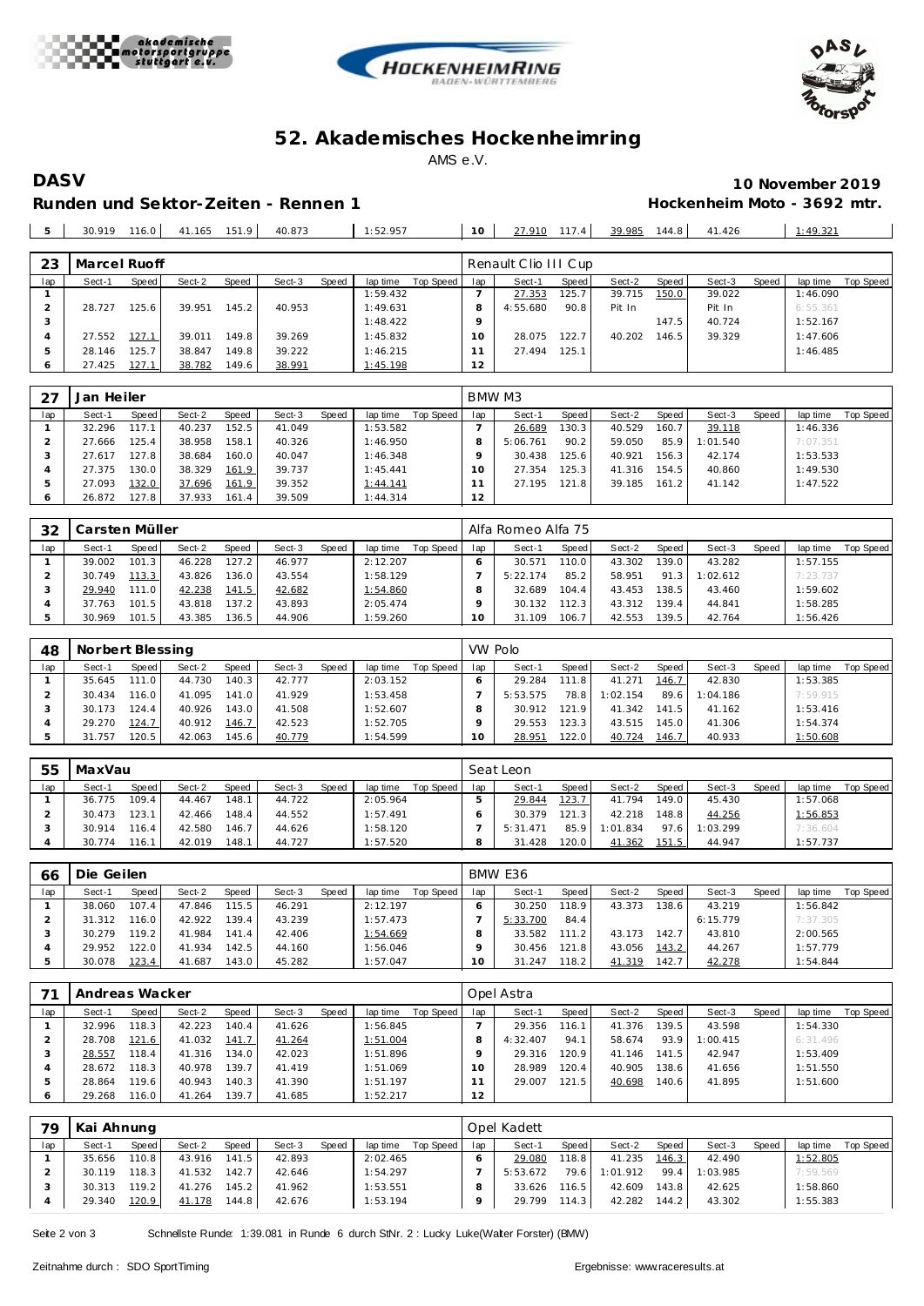# 52. Akademisches Hockenheimring

AMS e.V.

**DASV** — **10 November 2019**

**Runden und Sektor-Zeiten - Rennen 1** — **Hockenheim Moto - 3692 mtr.**

| 5 | 30.919 | 116.0 | 41.165 | 151.9 | 40.873 | | 1:52.957 | | 10 | 27.910 | 117.4 | 39.985 | 144.8 | 41.426 | | 1:49.321 | |
|---|---|---|---|---|---|---|---|---|---|---|---|---|---|---|---|---|---|

| 23 | Marcel Ruoff | | | | | | | | Renault Clio III Cup | | | | | | | | |
|---|---|---|---|---|---|---|---|---|---|---|---|---|---|---|---|---|---|
| lap | Sect-1 | Speed | Sect-2 | Speed | Sect-3 | Speed | lap time | Top Speed | lap | Sect-1 | Speed | Sect-2 | Speed | Sect-3 | Speed | lap time | Top Speed |
| 1 | | | | | | | 1:59.432 | | 7 | 27.353 | 125.7 | 39.715 | 150.0 | 39.022 | | 1:46.090 | |
| 2 | 28.727 | 125.6 | 39.951 | 145.2 | 40.953 | | 1:49.631 | | 8 | 4:55.680 | 90.8 | Pit In | | Pit In | | 6:55.361 | |
| 3 | | | | | | | 1:48.422 | | 9 | | | | 147.5 | 40.724 | | 1:52.167 | |
| 4 | 27.552 | 127.1 | 39.011 | 149.8 | 39.269 | | 1:45.832 | | 10 | 28.075 | 122.7 | 40.202 | 146.5 | 39.329 | | 1:47.606 | |
| 5 | 28.146 | 125.7 | 38.847 | 149.8 | 39.222 | | 1:46.215 | | 11 | 27.494 | 125.1 | | | | | 1:46.485 | |
| 6 | 27.425 | 127.1 | 38.782 | 149.6 | 38.991 | | 1:45.198 | | 12 | | | | | | | | |

| 27 | Jan Heiler | | | | | | | | BMW M3 | | | | | | | | |
|---|---|---|---|---|---|---|---|---|---|---|---|---|---|---|---|---|---|
| lap | Sect-1 | Speed | Sect-2 | Speed | Sect-3 | Speed | lap time | Top Speed | lap | Sect-1 | Speed | Sect-2 | Speed | Sect-3 | Speed | lap time | Top Speed |
| 1 | 32.296 | 117.1 | 40.237 | 152.5 | 41.049 | | 1:53.582 | | 7 | 26.689 | 130.3 | 40.529 | 160.7 | 39.118 | | 1:46.336 | |
| 2 | 27.666 | 125.4 | 38.958 | 158.1 | 40.326 | | 1:46.950 | | 8 | 5:06.761 | 90.2 | 59.050 | 85.9 | 1:01.540 | | 7:07.351 | |
| 3 | 27.617 | 127.8 | 38.684 | 160.0 | 40.047 | | 1:46.348 | | 9 | 30.438 | 125.6 | 40.921 | 156.3 | 42.174 | | 1:53.533 | |
| 4 | 27.375 | 130.0 | 38.329 | 161.9 | 39.737 | | 1:45.441 | | 10 | 27.354 | 125.3 | 41.316 | 154.5 | 40.860 | | 1:49.530 | |
| 5 | 27.093 | 132.0 | 37.696 | 161.9 | 39.352 | | 1:44.141 | | 11 | 27.195 | 121.8 | 39.185 | 161.2 | 41.142 | | 1:47.522 | |
| 6 | 26.872 | 127.8 | 37.933 | 161.4 | 39.509 | | 1:44.314 | | 12 | | | | | | | | |

| 32 | Carsten Müller | | | | | | | | Alfa Romeo Alfa 75 | | | | | | | | |
|---|---|---|---|---|---|---|---|---|---|---|---|---|---|---|---|---|---|
| lap | Sect-1 | Speed | Sect-2 | Speed | Sect-3 | Speed | lap time | Top Speed | lap | Sect-1 | Speed | Sect-2 | Speed | Sect-3 | Speed | lap time | Top Speed |
| 1 | 39.002 | 101.3 | 46.228 | 127.2 | 46.977 | | 2:12.207 | | 6 | 30.571 | 110.0 | 43.302 | 139.0 | 43.282 | | 1:57.155 | |
| 2 | 30.749 | 113.3 | 43.826 | 136.0 | 43.554 | | 1:58.129 | | 7 | 5:22.174 | 85.2 | 58.951 | 91.3 | 1:02.612 | | 7:23.737 | |
| 3 | 29.940 | 111.0 | 42.238 | 141.5 | 42.682 | | 1:54.860 | | 8 | 32.689 | 104.4 | 43.453 | 138.5 | 43.460 | | 1:59.602 | |
| 4 | 37.763 | 101.5 | 43.818 | 137.2 | 43.893 | | 2:05.474 | | 9 | 30.132 | 112.3 | 43.312 | 139.4 | 44.841 | | 1:58.285 | |
| 5 | 30.969 | 101.5 | 43.385 | 136.5 | 44.906 | | 1:59.260 | | 10 | 31.109 | 106.7 | 42.553 | 139.5 | 42.764 | | 1:56.426 | |

| 48 | Norbert Blessing | | | | | | | | VW Polo | | | | | | | | |
|---|---|---|---|---|---|---|---|---|---|---|---|---|---|---|---|---|---|
| lap | Sect-1 | Speed | Sect-2 | Speed | Sect-3 | Speed | lap time | Top Speed | lap | Sect-1 | Speed | Sect-2 | Speed | Sect-3 | Speed | lap time | Top Speed |
| 1 | 35.645 | 111.0 | 44.730 | 140.3 | 42.777 | | 2:03.152 | | 6 | 29.284 | 111.8 | 41.271 | 146.7 | 42.830 | | 1:53.385 | |
| 2 | 30.434 | 116.0 | 41.095 | 141.0 | 41.929 | | 1:53.458 | | 7 | 5:53.575 | 78.8 | 1:02.154 | 89.6 | 1:04.186 | | 7:59.915 | |
| 3 | 30.173 | 124.4 | 40.926 | 143.0 | 41.508 | | 1:52.607 | | 8 | 30.912 | 121.9 | 41.342 | 141.5 | 41.162 | | 1:53.416 | |
| 4 | 29.270 | 124.7 | 40.912 | 146.7 | 42.523 | | 1:52.705 | | 9 | 29.553 | 123.3 | 43.515 | 145.0 | 41.306 | | 1:54.374 | |
| 5 | 31.757 | 120.5 | 42.063 | 145.6 | 40.779 | | 1:54.599 | | 10 | 28.951 | 122.0 | 40.724 | 146.7 | 40.933 | | 1:50.608 | |

| 55 | MaxVau | | | | | | | | Seat Leon | | | | | | | | |
|---|---|---|---|---|---|---|---|---|---|---|---|---|---|---|---|---|---|
| lap | Sect-1 | Speed | Sect-2 | Speed | Sect-3 | Speed | lap time | Top Speed | lap | Sect-1 | Speed | Sect-2 | Speed | Sect-3 | Speed | lap time | Top Speed |
| 1 | 36.775 | 109.4 | 44.467 | 148.1 | 44.722 | | 2:05.964 | | 5 | 29.844 | 123.7 | 41.794 | 149.0 | 45.430 | | 1:57.068 | |
| 2 | 30.473 | 123.1 | 42.466 | 148.4 | 44.552 | | 1:57.491 | | 6 | 30.379 | 121.3 | 42.218 | 148.8 | 44.256 | | 1:56.853 | |
| 3 | 30.914 | 116.4 | 42.580 | 146.7 | 44.626 | | 1:58.120 | | 7 | 5:31.471 | 85.9 | 1:01.834 | 97.6 | 1:03.299 | | 7:36.604 | |
| 4 | 30.774 | 116.1 | 42.019 | 148.1 | 44.727 | | 1:57.520 | | 8 | 31.428 | 120.0 | 41.362 | 151.5 | 44.947 | | 1:57.737 | |

| 66 | Die Geilen | | | | | | | | BMW E36 | | | | | | | | |
|---|---|---|---|---|---|---|---|---|---|---|---|---|---|---|---|---|---|
| lap | Sect-1 | Speed | Sect-2 | Speed | Sect-3 | Speed | lap time | Top Speed | lap | Sect-1 | Speed | Sect-2 | Speed | Sect-3 | Speed | lap time | Top Speed |
| 1 | 38.060 | 107.4 | 47.846 | 115.5 | 46.291 | | 2:12.197 | | 6 | 30.250 | 118.9 | 43.373 | 138.6 | 43.219 | | 1:56.842 | |
| 2 | 31.312 | 116.0 | 42.922 | 139.4 | 43.239 | | 1:57.473 | | 7 | 5:33.700 | 84.4 | | | 6:15.779 | | 7:37.305 | |
| 3 | 30.279 | 119.2 | 41.984 | 141.4 | 42.406 | | 1:54.669 | | 8 | 33.582 | 111.2 | 43.173 | 142.7 | 43.810 | | 2:00.565 | |
| 4 | 29.952 | 122.0 | 41.934 | 142.5 | 44.160 | | 1:56.046 | | 9 | 30.456 | 121.8 | 43.056 | 143.2 | 44.267 | | 1:57.779 | |
| 5 | 30.078 | 123.4 | 41.687 | 143.0 | 45.282 | | 1:57.047 | | 10 | 31.247 | 118.2 | 41.319 | 142.7 | 42.278 | | 1:54.844 | |

| 71 | Andreas Wacker | | | | | | | | Opel Astra | | | | | | | | |
|---|---|---|---|---|---|---|---|---|---|---|---|---|---|---|---|---|---|
| lap | Sect-1 | Speed | Sect-2 | Speed | Sect-3 | Speed | lap time | Top Speed | lap | Sect-1 | Speed | Sect-2 | Speed | Sect-3 | Speed | lap time | Top Speed |
| 1 | 32.996 | 118.3 | 42.223 | 140.4 | 41.626 | | 1:56.845 | | 7 | 29.356 | 116.1 | 41.376 | 139.5 | 43.598 | | 1:54.330 | |
| 2 | 28.708 | 121.6 | 41.032 | 141.7 | 41.264 | | 1:51.004 | | 8 | 4:32.407 | 94.1 | 58.674 | 93.9 | 1:00.415 | | 6:31.496 | |
| 3 | 28.557 | 118.4 | 41.316 | 134.0 | 42.023 | | 1:51.896 | | 9 | 29.316 | 120.9 | 41.146 | 141.5 | 42.947 | | 1:53.409 | |
| 4 | 28.672 | 118.3 | 40.978 | 139.7 | 41.419 | | 1:51.069 | | 10 | 28.989 | 120.4 | 40.905 | 138.6 | 41.656 | | 1:51.550 | |
| 5 | 28.864 | 119.6 | 40.943 | 140.3 | 41.390 | | 1:51.197 | | 11 | 29.007 | 121.5 | 40.698 | 140.6 | 41.895 | | 1:51.600 | |
| 6 | 29.268 | 116.0 | 41.264 | 139.7 | 41.685 | | 1:52.217 | | 12 | | | | | | | | |

| 79 | Kai Ahnung | | | | | | | | Opel Kadett | | | | | | | | |
|---|---|---|---|---|---|---|---|---|---|---|---|---|---|---|---|---|---|
| lap | Sect-1 | Speed | Sect-2 | Speed | Sect-3 | Speed | lap time | Top Speed | lap | Sect-1 | Speed | Sect-2 | Speed | Sect-3 | Speed | lap time | Top Speed |
| 1 | 35.656 | 110.8 | 43.916 | 141.5 | 42.893 | | 2:02.465 | | 6 | 29.080 | 118.8 | 41.235 | 146.3 | 42.490 | | 1:52.805 | |
| 2 | 30.119 | 118.3 | 41.532 | 142.7 | 42.646 | | 1:54.297 | | 7 | 5:53.672 | 79.6 | 1:01.912 | 99.4 | 1:03.985 | | 7:59.569 | |
| 3 | 30.313 | 119.2 | 41.276 | 145.2 | 41.962 | | 1:53.551 | | 8 | 33.626 | 116.5 | 42.609 | 143.8 | 42.625 | | 1:58.860 | |
| 4 | 29.340 | 120.9 | 41.178 | 144.8 | 42.676 | | 1:53.194 | | 9 | 29.799 | 114.3 | 42.282 | 144.2 | 43.302 | | 1:55.383 | |

Schnellste Runde: 1:39.081 in Runde 6 durch StNr. 2 : Lucky Luke(Walter Forster) (BMW)

Zeitnahme durch : SDO SportTiming — Ergebnisse: www.raceresults.at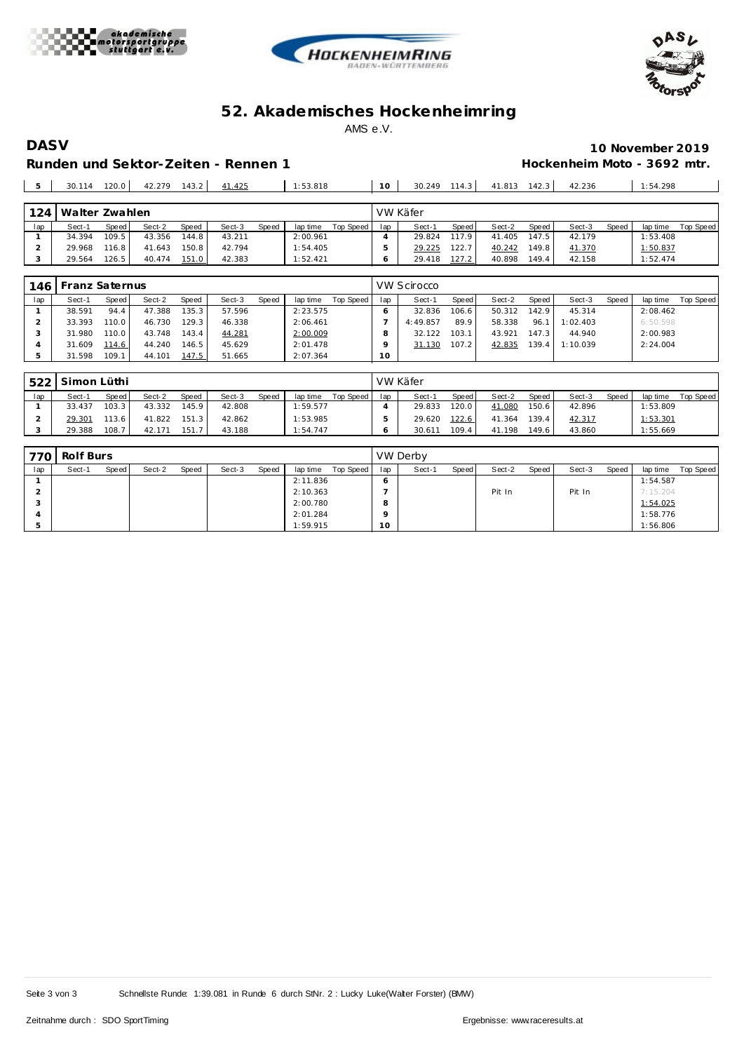# 52. Akademisches Hockenheimring

AMS e.V.

**DASV** **10 November 2019**

**Runden und Sektor-Zeiten - Rennen 1** **Hockenheim Moto - 3692 mtr.**

| | | | | | | | | | | | | | | | | | | |
|---|---|---|---|---|---|---|---|---|---|---|---|---|---|---|---|---|---|---|
| 5 | 30.114 | 120.0 | 42.279 | 143.2 | 41.425 | | 1:53.818 | | 10 | 30.249 | 114.3 | 41.813 | 142.3 | 42.236 | | 1:54.298 | |

**124 Walter Zwahlen** — VW Käfer

| lap | Sect-1 | Speed | Sect-2 | Speed | Sect-3 | Speed | lap time | Top Speed | lap | Sect-1 | Speed | Sect-2 | Speed | Sect-3 | Speed | lap time | Top Speed |
|---|---|---|---|---|---|---|---|---|---|---|---|---|---|---|---|---|---|
| 1 | 34.394 | 109.5 | 43.356 | 144.8 | 43.211 | | 2:00.961 | | 4 | 29.824 | 117.9 | 41.405 | 147.5 | 42.179 | | 1:53.408 | |
| 2 | 29.968 | 116.8 | 41.643 | 150.8 | 42.794 | | 1:54.405 | | 5 | 29.225 | 122.7 | 40.242 | 149.8 | 41.370 | | 1:50.837 | |
| 3 | 29.564 | 126.5 | 40.474 | 151.0 | 42.383 | | 1:52.421 | | 6 | 29.418 | 127.2 | 40.898 | 149.4 | 42.158 | | 1:52.474 | |

**146 Franz Saternus** — VW Scirocco

| lap | Sect-1 | Speed | Sect-2 | Speed | Sect-3 | Speed | lap time | Top Speed | lap | Sect-1 | Speed | Sect-2 | Speed | Sect-3 | Speed | lap time | Top Speed |
|---|---|---|---|---|---|---|---|---|---|---|---|---|---|---|---|---|---|
| 1 | 38.591 | 94.4 | 47.388 | 135.3 | 57.596 | | 2:23.575 | | 6 | 32.836 | 106.6 | 50.312 | 142.9 | 45.314 | | 2:08.462 | |
| 2 | 33.393 | 110.0 | 46.730 | 129.3 | 46.338 | | 2:06.461 | | 7 | 4:49.857 | 89.9 | 58.338 | 96.1 | 1:02.403 | | 6:50.598 | |
| 3 | 31.980 | 110.0 | 43.748 | 143.4 | 44.281 | | 2:00.009 | | 8 | 32.122 | 103.1 | 43.921 | 147.3 | 44.940 | | 2:00.983 | |
| 4 | 31.609 | 114.6 | 44.240 | 146.5 | 45.629 | | 2:01.478 | | 9 | 31.130 | 107.2 | 42.835 | 139.4 | 1:10.039 | | 2:24.004 | |
| 5 | 31.598 | 109.1 | 44.101 | 147.5 | 51.665 | | 2:07.364 | | 10 | | | | | | | | |

**522 Simon Lüthi** — VW Käfer

| lap | Sect-1 | Speed | Sect-2 | Speed | Sect-3 | Speed | lap time | Top Speed | lap | Sect-1 | Speed | Sect-2 | Speed | Sect-3 | Speed | lap time | Top Speed |
|---|---|---|---|---|---|---|---|---|---|---|---|---|---|---|---|---|---|
| 1 | 33.437 | 103.3 | 43.332 | 145.9 | 42.808 | | 1:59.577 | | 4 | 29.833 | 120.0 | 41.080 | 150.6 | 42.896 | | 1:53.809 | |
| 2 | 29.301 | 113.6 | 41.822 | 151.3 | 42.862 | | 1:53.985 | | 5 | 29.620 | 122.6 | 41.364 | 139.4 | 42.317 | | 1:53.301 | |
| 3 | 29.388 | 108.7 | 42.171 | 151.7 | 43.188 | | 1:54.747 | | 6 | 30.611 | 109.4 | 41.198 | 149.6 | 43.860 | | 1:55.669 | |

**770 Rolf Burs** — VW Derby

| lap | Sect-1 | Speed | Sect-2 | Speed | Sect-3 | Speed | lap time | Top Speed | lap | Sect-1 | Speed | Sect-2 | Speed | Sect-3 | Speed | lap time | Top Speed |
|---|---|---|---|---|---|---|---|---|---|---|---|---|---|---|---|---|---|
| 1 | | | | | | | 2:11.836 | | 6 | | | | | | | 1:54.587 | |
| 2 | | | | | | | 2:10.363 | | 7 | | | Pit In | | Pit In | | 7:15.204 | |
| 3 | | | | | | | 2:00.780 | | 8 | | | | | | | 1:54.025 | |
| 4 | | | | | | | 2:01.284 | | 9 | | | | | | | 1:58.776 | |
| 5 | | | | | | | 1:59.915 | | 10 | | | | | | | 1:56.806 | |

Schnellste Runde: 1:39.081 in Runde 6 durch StNr. 2 : Lucky Luke(Walter Forster) (BMW)

Zeitnahme durch : SDO SportTiming — Ergebnisse: www.raceresults.at